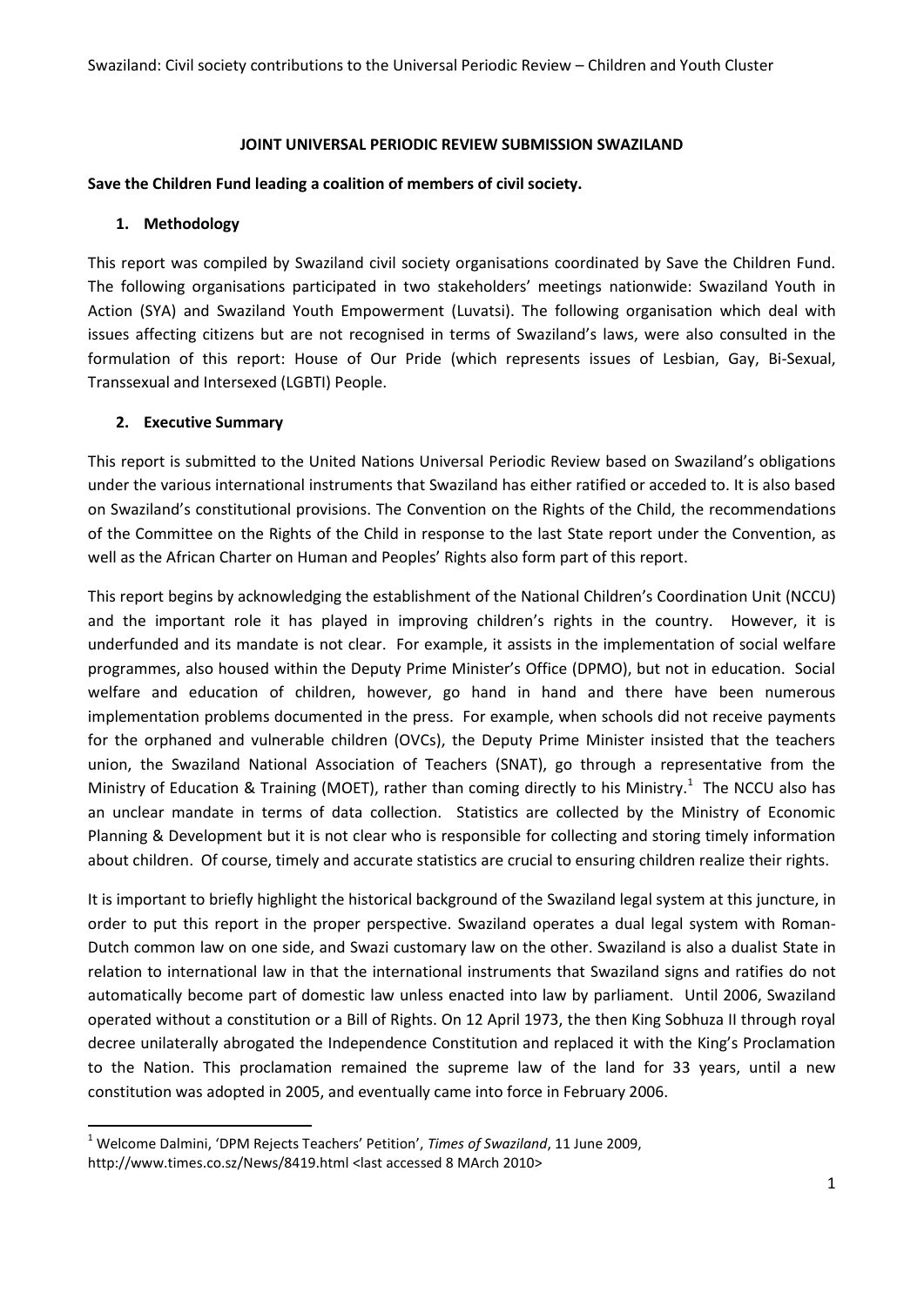**JOINT UNIVERSAL PERIODIC REVIEW SUBMISSION SWAZILAND**

**Save the Children Fund leading a coalition of members of civil society.**

## 1. Methodology

This report was compiled by Swaziland civil society organisations coordinated by Save the Children Fund. The following organisations participated in two stakeholders' meetings nationwide: Swaziland Youth in Action (SYA) and Swaziland Youth Empowerment (Luvatsi). The following organisation which deal with issues affecting citizens but are not recognised in terms of Swaziland's laws, were also consulted in the formulation of this report: House of Our Pride (which represents issues of Lesbian, Gay, Bi-Sexual, Transsexual and Intersexed (LGBTI) People.

## 2. Executive Summary

This report is submitted to the United Nations Universal Periodic Review based on Swaziland's obligations under the various international instruments that Swaziland has either ratified or acceded to. It is also based on Swaziland's constitutional provisions. The Convention on the Rights of the Child, the recommendations of the Committee on the Rights of the Child in response to the last State report under the Convention, as well as the African Charter on Human and Peoples' Rights also form part of this report.

This report begins by acknowledging the establishment of the National Children's Coordination Unit (NCCU) and the important role it has played in improving children's rights in the country. However, it is underfunded and its mandate is not clear. For example, it assists in the implementation of social welfare programmes, also housed within the Deputy Prime Minister's Office (DPMO), but not in education. Social welfare and education of children, however, go hand in hand and there have been numerous implementation problems documented in the press. For example, when schools did not receive payments for the orphaned and vulnerable children (OVCs), the Deputy Prime Minister insisted that the teachers union, the Swaziland National Association of Teachers (SNAT), go through a representative from the Ministry of Education & Training (MOET), rather than coming directly to his Ministry.[1] The NCCU also has an unclear mandate in terms of data collection. Statistics are collected by the Ministry of Economic Planning & Development but it is not clear who is responsible for collecting and storing timely information about children. Of course, timely and accurate statistics are crucial to ensuring children realize their rights.

It is important to briefly highlight the historical background of the Swaziland legal system at this juncture, in order to put this report in the proper perspective. Swaziland operates a dual legal system with Roman-Dutch common law on one side, and Swazi customary law on the other. Swaziland is also a dualist State in relation to international law in that the international instruments that Swaziland signs and ratifies do not automatically become part of domestic law unless enacted into law by parliament. Until 2006, Swaziland operated without a constitution or a Bill of Rights. On 12 April 1973, the then King Sobhuza II through royal decree unilaterally abrogated the Independence Constitution and replaced it with the King's Proclamation to the Nation. This proclamation remained the supreme law of the land for 33 years, until a new constitution was adopted in 2005, and eventually came into force in February 2006.

---

[1] Welcome Dalmini, 'DPM Rejects Teachers' Petition', *Times of Swaziland*, 11 June 2009, http://www.times.co.sz/News/8419.html <last accessed 8 MArch 2010>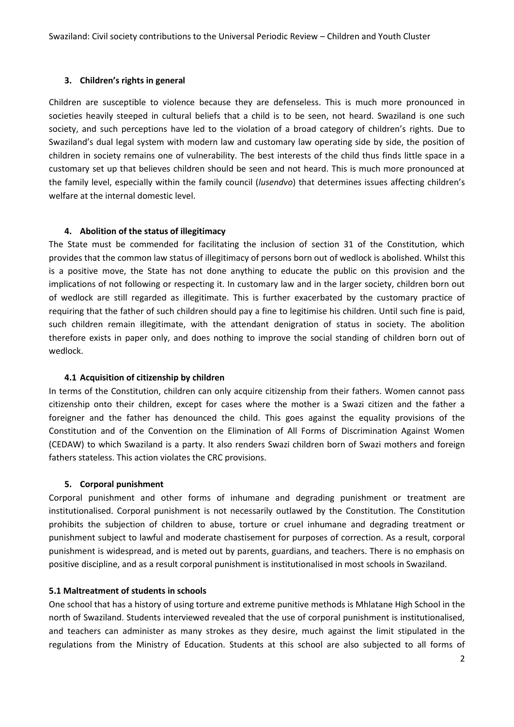### 3. Children's rights in general

Children are susceptible to violence because they are defenseless. This is much more pronounced in societies heavily steeped in cultural beliefs that a child is to be seen, not heard. Swaziland is one such society, and such perceptions have led to the violation of a broad category of children's rights. Due to Swaziland's dual legal system with modern law and customary law operating side by side, the position of children in society remains one of vulnerability. The best interests of the child thus finds little space in a customary set up that believes children should be seen and not heard. This is much more pronounced at the family level, especially within the family council (*lusendvo*) that determines issues affecting children's welfare at the internal domestic level.

### 4. Abolition of the status of illegitimacy

The State must be commended for facilitating the inclusion of section 31 of the Constitution, which provides that the common law status of illegitimacy of persons born out of wedlock is abolished. Whilst this is a positive move, the State has not done anything to educate the public on this provision and the implications of not following or respecting it. In customary law and in the larger society, children born out of wedlock are still regarded as illegitimate. This is further exacerbated by the customary practice of requiring that the father of such children should pay a fine to legitimise his children. Until such fine is paid, such children remain illegitimate, with the attendant denigration of status in society. The abolition therefore exists in paper only, and does nothing to improve the social standing of children born out of wedlock.

#### 4.1 Acquisition of citizenship by children

In terms of the Constitution, children can only acquire citizenship from their fathers. Women cannot pass citizenship onto their children, except for cases where the mother is a Swazi citizen and the father a foreigner and the father has denounced the child. This goes against the equality provisions of the Constitution and of the Convention on the Elimination of All Forms of Discrimination Against Women (CEDAW) to which Swaziland is a party. It also renders Swazi children born of Swazi mothers and foreign fathers stateless. This action violates the CRC provisions.

### 5. Corporal punishment

Corporal punishment and other forms of inhumane and degrading punishment or treatment are institutionalised. Corporal punishment is not necessarily outlawed by the Constitution. The Constitution prohibits the subjection of children to abuse, torture or cruel inhumane and degrading treatment or punishment subject to lawful and moderate chastisement for purposes of correction. As a result, corporal punishment is widespread, and is meted out by parents, guardians, and teachers. There is no emphasis on positive discipline, and as a result corporal punishment is institutionalised in most schools in Swaziland.

#### 5.1 Maltreatment of students in schools

One school that has a history of using torture and extreme punitive methods is Mhlatane High School in the north of Swaziland. Students interviewed revealed that the use of corporal punishment is institutionalised, and teachers can administer as many strokes as they desire, much against the limit stipulated in the regulations from the Ministry of Education. Students at this school are also subjected to all forms of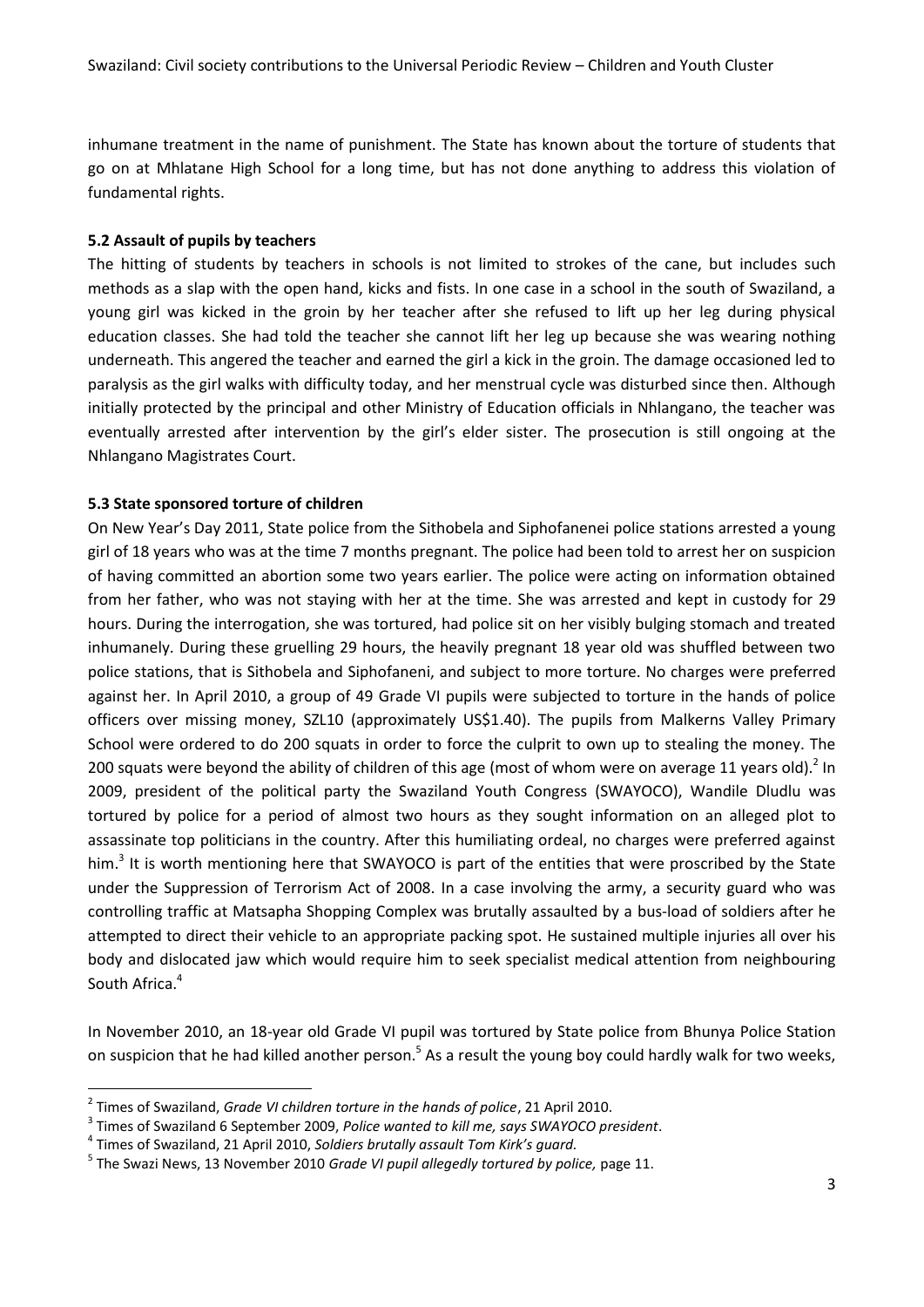inhumane treatment in the name of punishment. The State has known about the torture of students that go on at Mhlatane High School for a long time, but has not done anything to address this violation of fundamental rights.

### 5.2 Assault of pupils by teachers

The hitting of students by teachers in schools is not limited to strokes of the cane, but includes such methods as a slap with the open hand, kicks and fists. In one case in a school in the south of Swaziland, a young girl was kicked in the groin by her teacher after she refused to lift up her leg during physical education classes. She had told the teacher she cannot lift her leg up because she was wearing nothing underneath. This angered the teacher and earned the girl a kick in the groin. The damage occasioned led to paralysis as the girl walks with difficulty today, and her menstrual cycle was disturbed since then. Although initially protected by the principal and other Ministry of Education officials in Nhlangano, the teacher was eventually arrested after intervention by the girl's elder sister. The prosecution is still ongoing at the Nhlangano Magistrates Court.

### 5.3 State sponsored torture of children

On New Year's Day 2011, State police from the Sithobela and Siphofanenei police stations arrested a young girl of 18 years who was at the time 7 months pregnant. The police had been told to arrest her on suspicion of having committed an abortion some two years earlier. The police were acting on information obtained from her father, who was not staying with her at the time. She was arrested and kept in custody for 29 hours. During the interrogation, she was tortured, had police sit on her visibly bulging stomach and treated inhumanely. During these gruelling 29 hours, the heavily pregnant 18 year old was shuffled between two police stations, that is Sithobela and Siphofaneni, and subject to more torture. No charges were preferred against her. In April 2010, a group of 49 Grade VI pupils were subjected to torture in the hands of police officers over missing money, SZL10 (approximately US$1.40). The pupils from Malkerns Valley Primary School were ordered to do 200 squats in order to force the culprit to own up to stealing the money. The 200 squats were beyond the ability of children of this age (most of whom were on average 11 years old).[2] In 2009, president of the political party the Swaziland Youth Congress (SWAYOCO), Wandile Dludlu was tortured by police for a period of almost two hours as they sought information on an alleged plot to assassinate top politicians in the country. After this humiliating ordeal, no charges were preferred against him.[3] It is worth mentioning here that SWAYOCO is part of the entities that were proscribed by the State under the Suppression of Terrorism Act of 2008. In a case involving the army, a security guard who was controlling traffic at Matsapha Shopping Complex was brutally assaulted by a bus-load of soldiers after he attempted to direct their vehicle to an appropriate packing spot. He sustained multiple injuries all over his body and dislocated jaw which would require him to seek specialist medical attention from neighbouring South Africa.[4]

In November 2010, an 18-year old Grade VI pupil was tortured by State police from Bhunya Police Station on suspicion that he had killed another person.[5] As a result the young boy could hardly walk for two weeks,

---

[2] Times of Swaziland, *Grade VI children torture in the hands of police*, 21 April 2010.

[3] Times of Swaziland 6 September 2009, *Police wanted to kill me, says SWAYOCO president*.

[4] Times of Swaziland, 21 April 2010, *Soldiers brutally assault Tom Kirk's guard.*

[5] The Swazi News, 13 November 2010 *Grade VI pupil allegedly tortured by police,* page 11.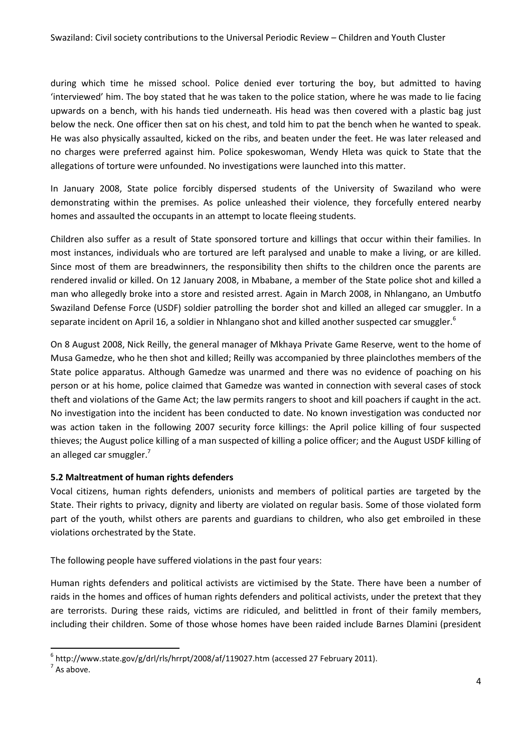during which time he missed school. Police denied ever torturing the boy, but admitted to having 'interviewed' him. The boy stated that he was taken to the police station, where he was made to lie facing upwards on a bench, with his hands tied underneath. His head was then covered with a plastic bag just below the neck. One officer then sat on his chest, and told him to pat the bench when he wanted to speak. He was also physically assaulted, kicked on the ribs, and beaten under the feet. He was later released and no charges were preferred against him. Police spokeswoman, Wendy Hleta was quick to State that the allegations of torture were unfounded. No investigations were launched into this matter.

In January 2008, State police forcibly dispersed students of the University of Swaziland who were demonstrating within the premises. As police unleashed their violence, they forcefully entered nearby homes and assaulted the occupants in an attempt to locate fleeing students.

Children also suffer as a result of State sponsored torture and killings that occur within their families. In most instances, individuals who are tortured are left paralysed and unable to make a living, or are killed. Since most of them are breadwinners, the responsibility then shifts to the children once the parents are rendered invalid or killed. On 12 January 2008, in Mbabane, a member of the State police shot and killed a man who allegedly broke into a store and resisted arrest. Again in March 2008, in Nhlangano, an Umbutfo Swaziland Defense Force (USDF) soldier patrolling the border shot and killed an alleged car smuggler. In a separate incident on April 16, a soldier in Nhlangano shot and killed another suspected car smuggler.[6]

On 8 August 2008, Nick Reilly, the general manager of Mkhaya Private Game Reserve, went to the home of Musa Gamedze, who he then shot and killed; Reilly was accompanied by three plainclothes members of the State police apparatus. Although Gamedze was unarmed and there was no evidence of poaching on his person or at his home, police claimed that Gamedze was wanted in connection with several cases of stock theft and violations of the Game Act; the law permits rangers to shoot and kill poachers if caught in the act. No investigation into the incident has been conducted to date. No known investigation was conducted nor was action taken in the following 2007 security force killings: the April police killing of four suspected thieves; the August police killing of a man suspected of killing a police officer; and the August USDF killing of an alleged car smuggler.[7]

### 5.2 Maltreatment of human rights defenders

Vocal citizens, human rights defenders, unionists and members of political parties are targeted by the State. Their rights to privacy, dignity and liberty are violated on regular basis. Some of those violated form part of the youth, whilst others are parents and guardians to children, who also get embroiled in these violations orchestrated by the State.

The following people have suffered violations in the past four years:

Human rights defenders and political activists are victimised by the State. There have been a number of raids in the homes and offices of human rights defenders and political activists, under the pretext that they are terrorists. During these raids, victims are ridiculed, and belittled in front of their family members, including their children. Some of those whose homes have been raided include Barnes Dlamini (president

---

[6] http://www.state.gov/g/drl/rls/hrrpt/2008/af/119027.htm (accessed 27 February 2011).

[7] As above.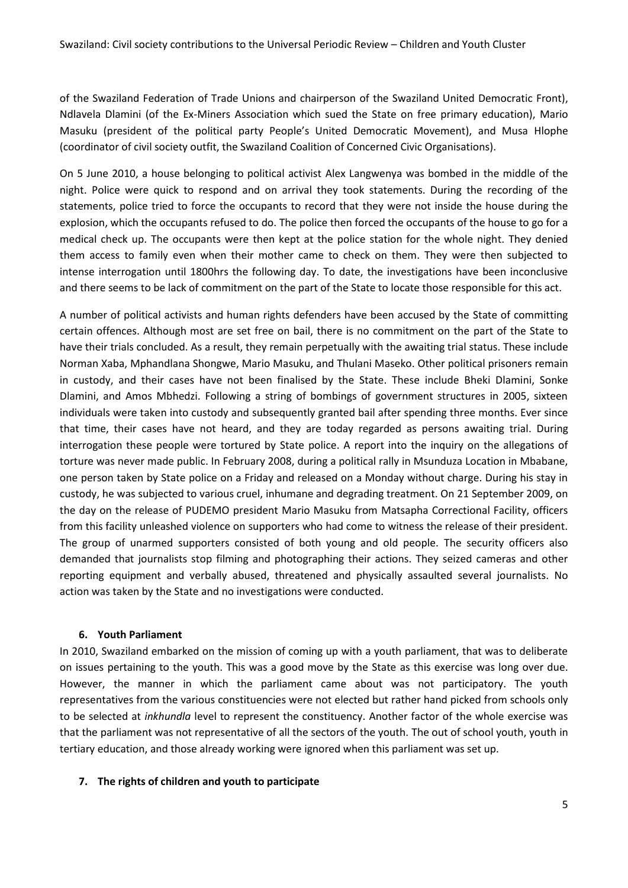of the Swaziland Federation of Trade Unions and chairperson of the Swaziland United Democratic Front), Ndlavela Dlamini (of the Ex-Miners Association which sued the State on free primary education), Mario Masuku (president of the political party People's United Democratic Movement), and Musa Hlophe (coordinator of civil society outfit, the Swaziland Coalition of Concerned Civic Organisations).

On 5 June 2010, a house belonging to political activist Alex Langwenya was bombed in the middle of the night. Police were quick to respond and on arrival they took statements. During the recording of the statements, police tried to force the occupants to record that they were not inside the house during the explosion, which the occupants refused to do. The police then forced the occupants of the house to go for a medical check up. The occupants were then kept at the police station for the whole night. They denied them access to family even when their mother came to check on them. They were then subjected to intense interrogation until 1800hrs the following day. To date, the investigations have been inconclusive and there seems to be lack of commitment on the part of the State to locate those responsible for this act.

A number of political activists and human rights defenders have been accused by the State of committing certain offences. Although most are set free on bail, there is no commitment on the part of the State to have their trials concluded. As a result, they remain perpetually with the awaiting trial status. These include Norman Xaba, Mphandlana Shongwe, Mario Masuku, and Thulani Maseko. Other political prisoners remain in custody, and their cases have not been finalised by the State. These include Bheki Dlamini, Sonke Dlamini, and Amos Mbhedzi. Following a string of bombings of government structures in 2005, sixteen individuals were taken into custody and subsequently granted bail after spending three months. Ever since that time, their cases have not heard, and they are today regarded as persons awaiting trial. During interrogation these people were tortured by State police. A report into the inquiry on the allegations of torture was never made public. In February 2008, during a political rally in Msunduza Location in Mbabane, one person taken by State police on a Friday and released on a Monday without charge. During his stay in custody, he was subjected to various cruel, inhumane and degrading treatment. On 21 September 2009, on the day on the release of PUDEMO president Mario Masuku from Matsapha Correctional Facility, officers from this facility unleashed violence on supporters who had come to witness the release of their president. The group of unarmed supporters consisted of both young and old people. The security officers also demanded that journalists stop filming and photographing their actions. They seized cameras and other reporting equipment and verbally abused, threatened and physically assaulted several journalists. No action was taken by the State and no investigations were conducted.

### 6. Youth Parliament

In 2010, Swaziland embarked on the mission of coming up with a youth parliament, that was to deliberate on issues pertaining to the youth. This was a good move by the State as this exercise was long over due. However, the manner in which the parliament came about was not participatory. The youth representatives from the various constituencies were not elected but rather hand picked from schools only to be selected at *inkhundla* level to represent the constituency. Another factor of the whole exercise was that the parliament was not representative of all the sectors of the youth. The out of school youth, youth in tertiary education, and those already working were ignored when this parliament was set up.

### 7. The rights of children and youth to participate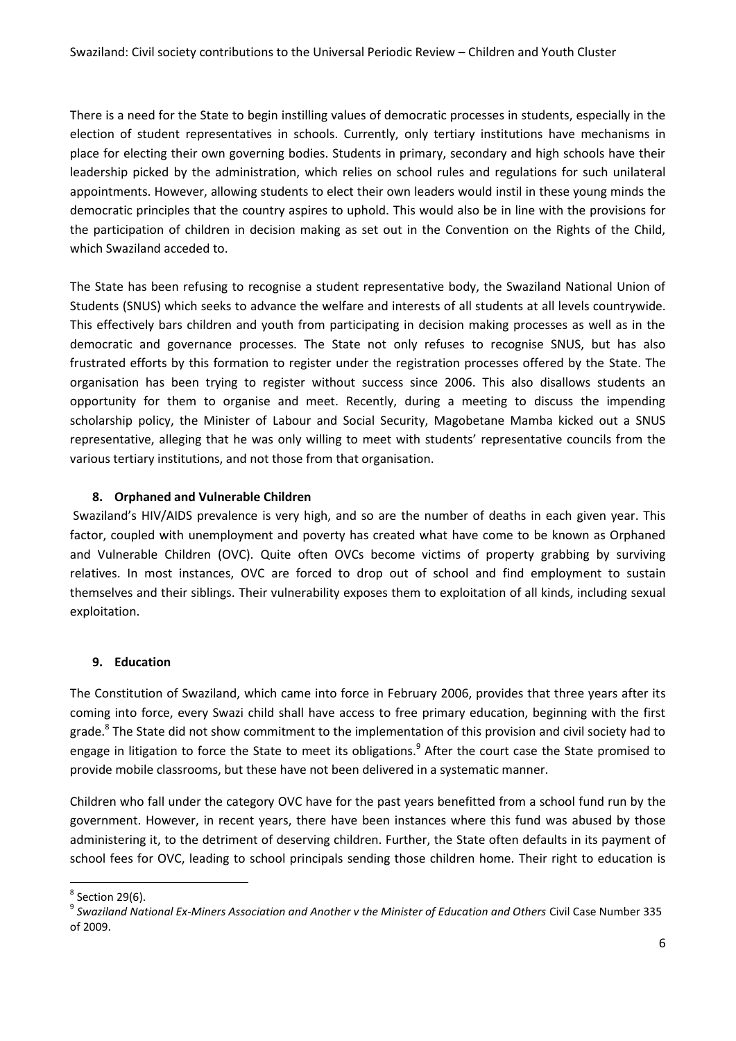There is a need for the State to begin instilling values of democratic processes in students, especially in the election of student representatives in schools. Currently, only tertiary institutions have mechanisms in place for electing their own governing bodies. Students in primary, secondary and high schools have their leadership picked by the administration, which relies on school rules and regulations for such unilateral appointments. However, allowing students to elect their own leaders would instil in these young minds the democratic principles that the country aspires to uphold. This would also be in line with the provisions for the participation of children in decision making as set out in the Convention on the Rights of the Child, which Swaziland acceded to.

The State has been refusing to recognise a student representative body, the Swaziland National Union of Students (SNUS) which seeks to advance the welfare and interests of all students at all levels countrywide. This effectively bars children and youth from participating in decision making processes as well as in the democratic and governance processes. The State not only refuses to recognise SNUS, but has also frustrated efforts by this formation to register under the registration processes offered by the State. The organisation has been trying to register without success since 2006. This also disallows students an opportunity for them to organise and meet. Recently, during a meeting to discuss the impending scholarship policy, the Minister of Labour and Social Security, Magobetane Mamba kicked out a SNUS representative, alleging that he was only willing to meet with students' representative councils from the various tertiary institutions, and not those from that organisation.

## 8. Orphaned and Vulnerable Children

Swaziland's HIV/AIDS prevalence is very high, and so are the number of deaths in each given year. This factor, coupled with unemployment and poverty has created what have come to be known as Orphaned and Vulnerable Children (OVC). Quite often OVCs become victims of property grabbing by surviving relatives. In most instances, OVC are forced to drop out of school and find employment to sustain themselves and their siblings. Their vulnerability exposes them to exploitation of all kinds, including sexual exploitation.

## 9. Education

The Constitution of Swaziland, which came into force in February 2006, provides that three years after its coming into force, every Swazi child shall have access to free primary education, beginning with the first grade.[8] The State did not show commitment to the implementation of this provision and civil society had to engage in litigation to force the State to meet its obligations.[9] After the court case the State promised to provide mobile classrooms, but these have not been delivered in a systematic manner.

Children who fall under the category OVC have for the past years benefitted from a school fund run by the government. However, in recent years, there have been instances where this fund was abused by those administering it, to the detriment of deserving children. Further, the State often defaults in its payment of school fees for OVC, leading to school principals sending those children home. Their right to education is

---

[8] Section 29(6).

[9] *Swaziland National Ex-Miners Association and Another v the Minister of Education and Others* Civil Case Number 335 of 2009.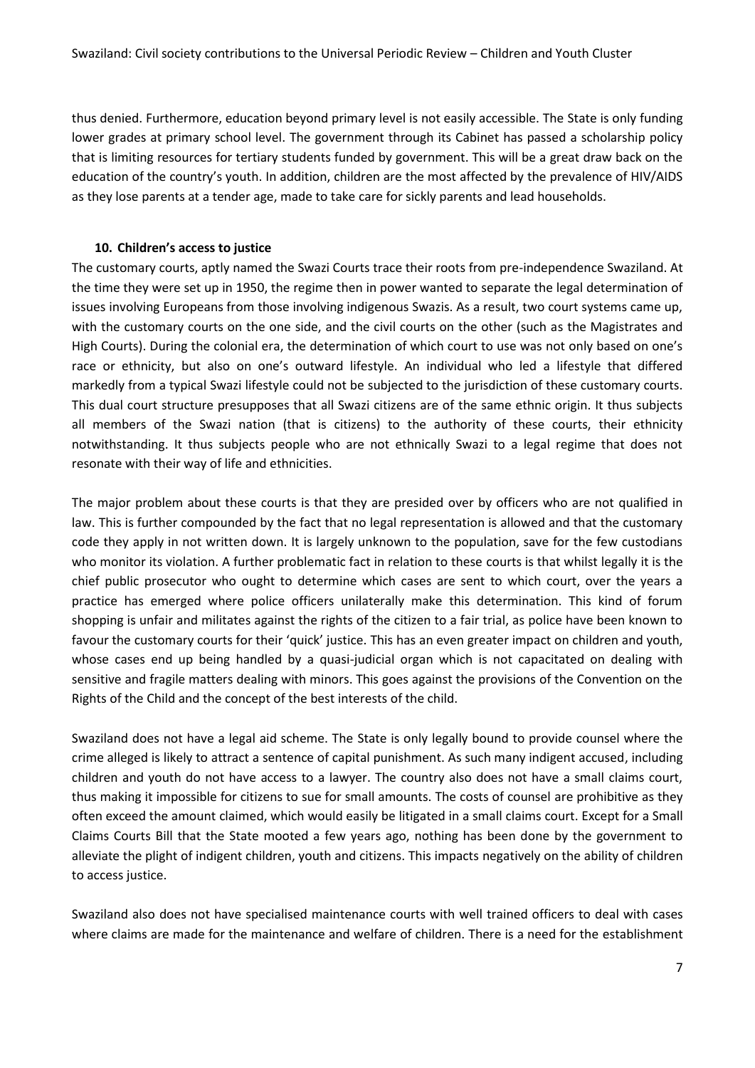thus denied. Furthermore, education beyond primary level is not easily accessible. The State is only funding lower grades at primary school level. The government through its Cabinet has passed a scholarship policy that is limiting resources for tertiary students funded by government. This will be a great draw back on the education of the country's youth. In addition, children are the most affected by the prevalence of HIV/AIDS as they lose parents at a tender age, made to take care for sickly parents and lead households.

## 10. Children's access to justice

The customary courts, aptly named the Swazi Courts trace their roots from pre-independence Swaziland. At the time they were set up in 1950, the regime then in power wanted to separate the legal determination of issues involving Europeans from those involving indigenous Swazis. As a result, two court systems came up, with the customary courts on the one side, and the civil courts on the other (such as the Magistrates and High Courts). During the colonial era, the determination of which court to use was not only based on one's race or ethnicity, but also on one's outward lifestyle. An individual who led a lifestyle that differed markedly from a typical Swazi lifestyle could not be subjected to the jurisdiction of these customary courts. This dual court structure presupposes that all Swazi citizens are of the same ethnic origin. It thus subjects all members of the Swazi nation (that is citizens) to the authority of these courts, their ethnicity notwithstanding. It thus subjects people who are not ethnically Swazi to a legal regime that does not resonate with their way of life and ethnicities.

The major problem about these courts is that they are presided over by officers who are not qualified in law. This is further compounded by the fact that no legal representation is allowed and that the customary code they apply in not written down. It is largely unknown to the population, save for the few custodians who monitor its violation. A further problematic fact in relation to these courts is that whilst legally it is the chief public prosecutor who ought to determine which cases are sent to which court, over the years a practice has emerged where police officers unilaterally make this determination. This kind of forum shopping is unfair and militates against the rights of the citizen to a fair trial, as police have been known to favour the customary courts for their 'quick' justice. This has an even greater impact on children and youth, whose cases end up being handled by a quasi-judicial organ which is not capacitated on dealing with sensitive and fragile matters dealing with minors. This goes against the provisions of the Convention on the Rights of the Child and the concept of the best interests of the child.

Swaziland does not have a legal aid scheme. The State is only legally bound to provide counsel where the crime alleged is likely to attract a sentence of capital punishment. As such many indigent accused, including children and youth do not have access to a lawyer. The country also does not have a small claims court, thus making it impossible for citizens to sue for small amounts. The costs of counsel are prohibitive as they often exceed the amount claimed, which would easily be litigated in a small claims court. Except for a Small Claims Courts Bill that the State mooted a few years ago, nothing has been done by the government to alleviate the plight of indigent children, youth and citizens. This impacts negatively on the ability of children to access justice.

Swaziland also does not have specialised maintenance courts with well trained officers to deal with cases where claims are made for the maintenance and welfare of children. There is a need for the establishment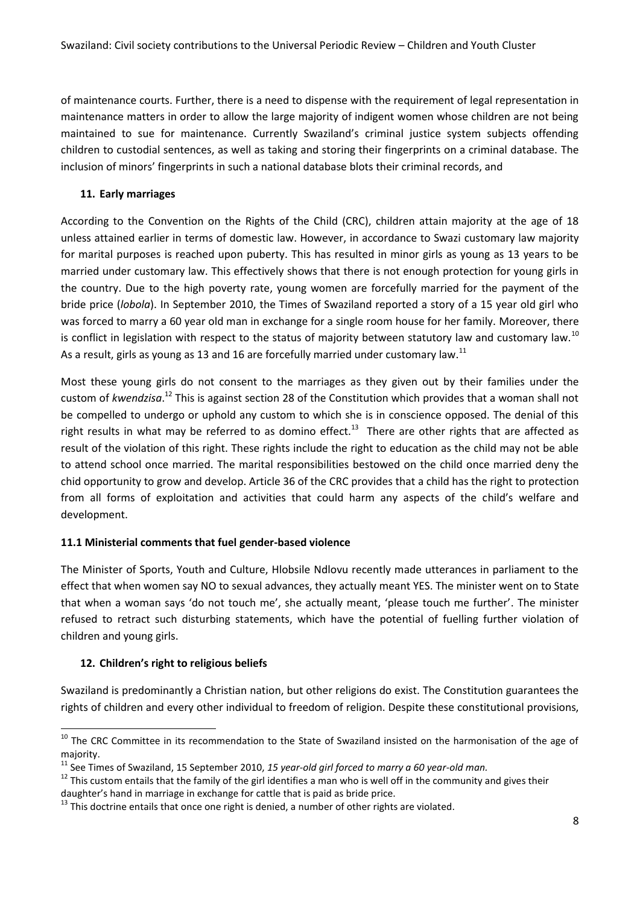of maintenance courts. Further, there is a need to dispense with the requirement of legal representation in maintenance matters in order to allow the large majority of indigent women whose children are not being maintained to sue for maintenance. Currently Swaziland's criminal justice system subjects offending children to custodial sentences, as well as taking and storing their fingerprints on a criminal database. The inclusion of minors' fingerprints in such a national database blots their criminal records, and

## 11. Early marriages

According to the Convention on the Rights of the Child (CRC), children attain majority at the age of 18 unless attained earlier in terms of domestic law. However, in accordance to Swazi customary law majority for marital purposes is reached upon puberty. This has resulted in minor girls as young as 13 years to be married under customary law. This effectively shows that there is not enough protection for young girls in the country. Due to the high poverty rate, young women are forcefully married for the payment of the bride price (*lobola*). In September 2010, the Times of Swaziland reported a story of a 15 year old girl who was forced to marry a 60 year old man in exchange for a single room house for her family. Moreover, there is conflict in legislation with respect to the status of majority between statutory law and customary law.[10] As a result, girls as young as 13 and 16 are forcefully married under customary law.[11]

Most these young girls do not consent to the marriages as they given out by their families under the custom of *kwendzisa*.[12] This is against section 28 of the Constitution which provides that a woman shall not be compelled to undergo or uphold any custom to which she is in conscience opposed. The denial of this right results in what may be referred to as domino effect.[13] There are other rights that are affected as result of the violation of this right. These rights include the right to education as the child may not be able to attend school once married. The marital responsibilities bestowed on the child once married deny the chid opportunity to grow and develop. Article 36 of the CRC provides that a child has the right to protection from all forms of exploitation and activities that could harm any aspects of the child's welfare and development.

### 11.1 Ministerial comments that fuel gender-based violence

The Minister of Sports, Youth and Culture, Hlobsile Ndlovu recently made utterances in parliament to the effect that when women say NO to sexual advances, they actually meant YES. The minister went on to State that when a woman says 'do not touch me', she actually meant, 'please touch me further'. The minister refused to retract such disturbing statements, which have the potential of fuelling further violation of children and young girls.

## 12. Children's right to religious beliefs

Swaziland is predominantly a Christian nation, but other religions do exist. The Constitution guarantees the rights of children and every other individual to freedom of religion. Despite these constitutional provisions,

---

[10] The CRC Committee in its recommendation to the State of Swaziland insisted on the harmonisation of the age of majority.

[11] See Times of Swaziland, 15 September 2010, *15 year-old girl forced to marry a 60 year-old man.*

[12] This custom entails that the family of the girl identifies a man who is well off in the community and gives their daughter's hand in marriage in exchange for cattle that is paid as bride price.

[13] This doctrine entails that once one right is denied, a number of other rights are violated.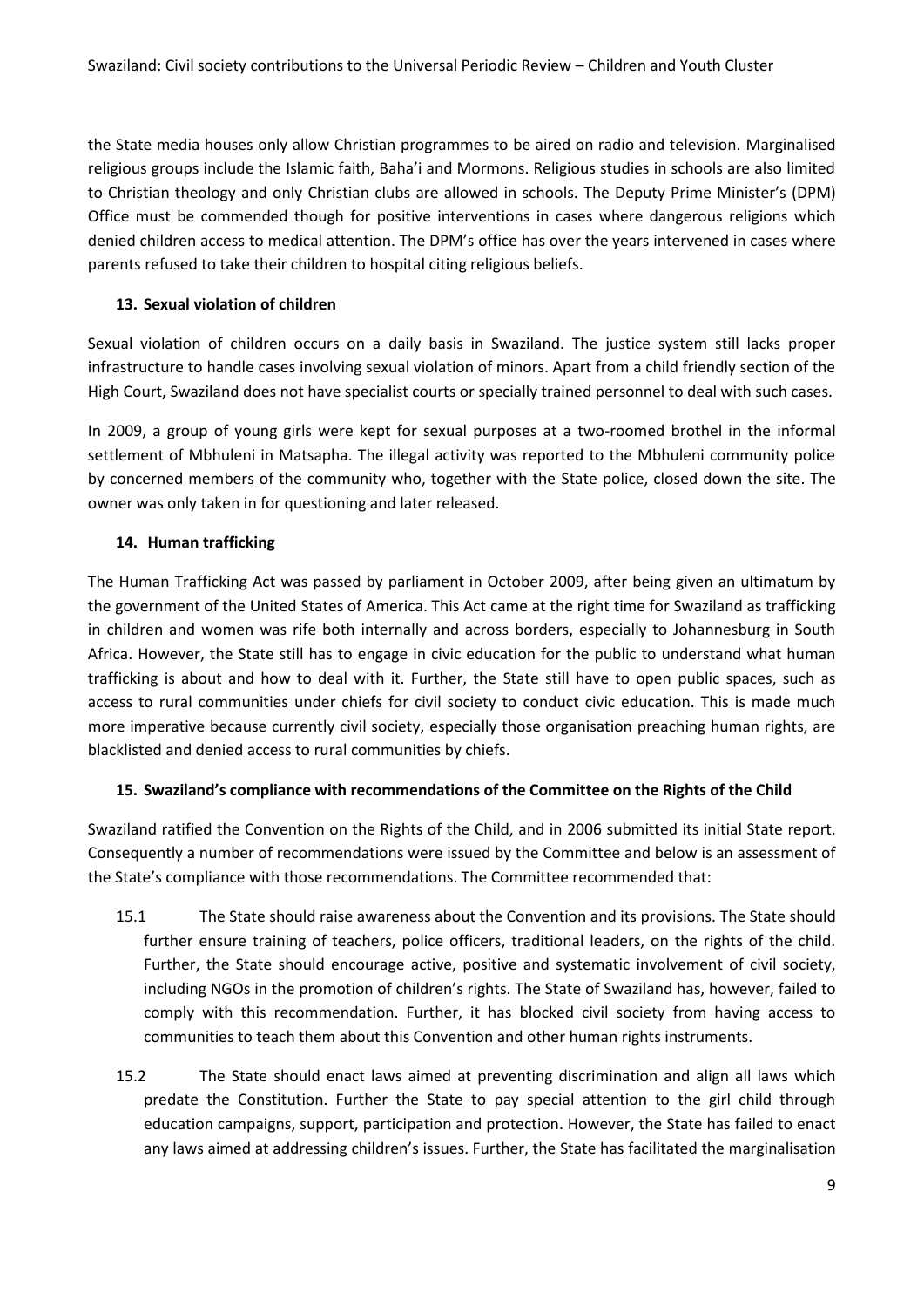the State media houses only allow Christian programmes to be aired on radio and television. Marginalised religious groups include the Islamic faith, Baha'i and Mormons. Religious studies in schools are also limited to Christian theology and only Christian clubs are allowed in schools. The Deputy Prime Minister's (DPM) Office must be commended though for positive interventions in cases where dangerous religions which denied children access to medical attention. The DPM's office has over the years intervened in cases where parents refused to take their children to hospital citing religious beliefs.

### 13. Sexual violation of children

Sexual violation of children occurs on a daily basis in Swaziland. The justice system still lacks proper infrastructure to handle cases involving sexual violation of minors. Apart from a child friendly section of the High Court, Swaziland does not have specialist courts or specially trained personnel to deal with such cases.

In 2009, a group of young girls were kept for sexual purposes at a two-roomed brothel in the informal settlement of Mbhuleni in Matsapha. The illegal activity was reported to the Mbhuleni community police by concerned members of the community who, together with the State police, closed down the site. The owner was only taken in for questioning and later released.

### 14. Human trafficking

The Human Trafficking Act was passed by parliament in October 2009, after being given an ultimatum by the government of the United States of America. This Act came at the right time for Swaziland as trafficking in children and women was rife both internally and across borders, especially to Johannesburg in South Africa. However, the State still has to engage in civic education for the public to understand what human trafficking is about and how to deal with it. Further, the State still have to open public spaces, such as access to rural communities under chiefs for civil society to conduct civic education. This is made much more imperative because currently civil society, especially those organisation preaching human rights, are blacklisted and denied access to rural communities by chiefs.

### 15. Swaziland's compliance with recommendations of the Committee on the Rights of the Child

Swaziland ratified the Convention on the Rights of the Child, and in 2006 submitted its initial State report. Consequently a number of recommendations were issued by the Committee and below is an assessment of the State's compliance with those recommendations. The Committee recommended that:

15.1 The State should raise awareness about the Convention and its provisions. The State should further ensure training of teachers, police officers, traditional leaders, on the rights of the child. Further, the State should encourage active, positive and systematic involvement of civil society, including NGOs in the promotion of children's rights. The State of Swaziland has, however, failed to comply with this recommendation. Further, it has blocked civil society from having access to communities to teach them about this Convention and other human rights instruments.

15.2 The State should enact laws aimed at preventing discrimination and align all laws which predate the Constitution. Further the State to pay special attention to the girl child through education campaigns, support, participation and protection. However, the State has failed to enact any laws aimed at addressing children's issues. Further, the State has facilitated the marginalisation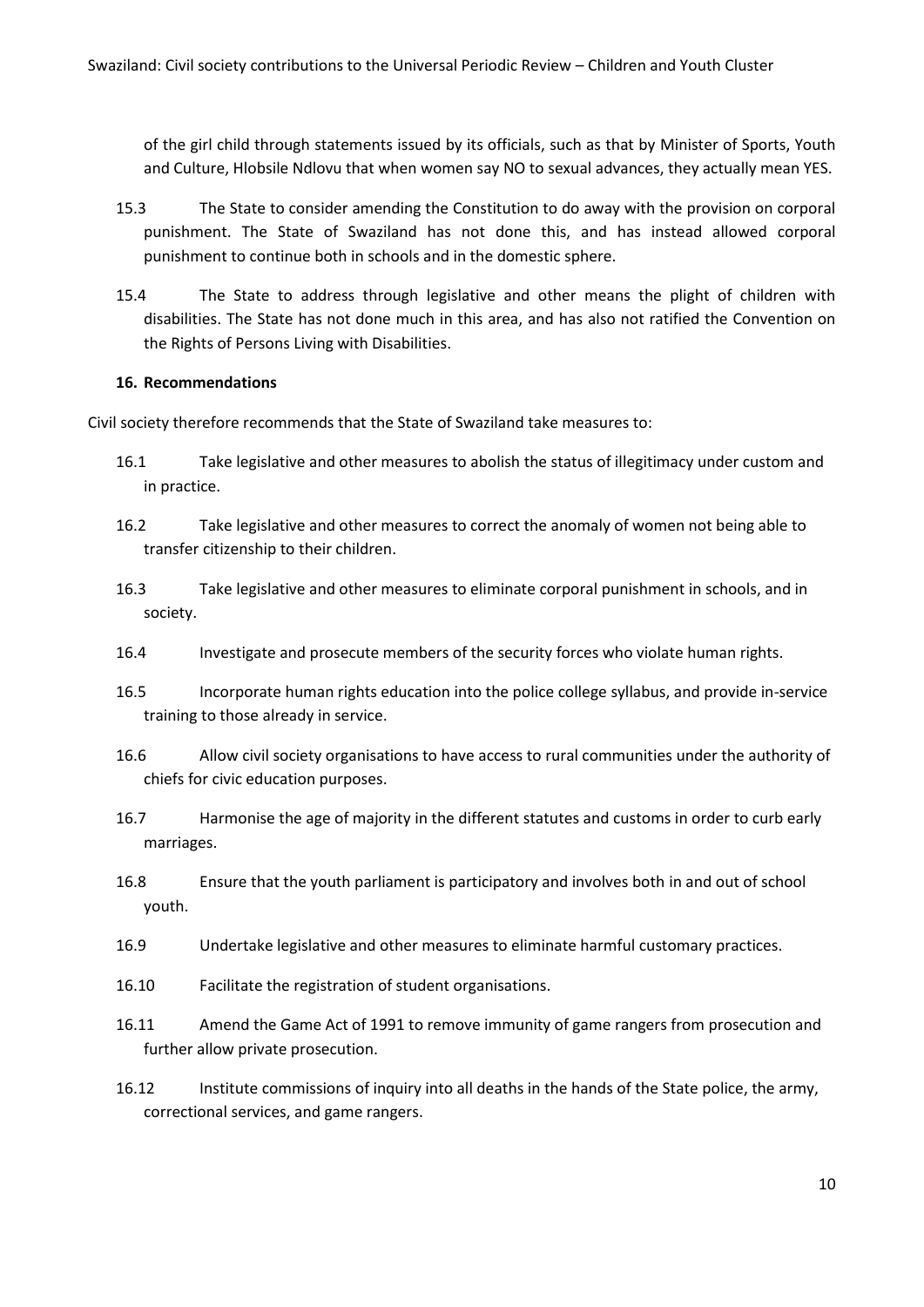of the girl child through statements issued by its officials, such as that by Minister of Sports, Youth and Culture, Hlobsile Ndlovu that when women say NO to sexual advances, they actually mean YES.

15.3 The State to consider amending the Constitution to do away with the provision on corporal punishment. The State of Swaziland has not done this, and has instead allowed corporal punishment to continue both in schools and in the domestic sphere.

15.4 The State to address through legislative and other means the plight of children with disabilities. The State has not done much in this area, and has also not ratified the Convention on the Rights of Persons Living with Disabilities.

**16. Recommendations**

Civil society therefore recommends that the State of Swaziland take measures to:

16.1 Take legislative and other measures to abolish the status of illegitimacy under custom and in practice.

16.2 Take legislative and other measures to correct the anomaly of women not being able to transfer citizenship to their children.

16.3 Take legislative and other measures to eliminate corporal punishment in schools, and in society.

16.4 Investigate and prosecute members of the security forces who violate human rights.

16.5 Incorporate human rights education into the police college syllabus, and provide in-service training to those already in service.

16.6 Allow civil society organisations to have access to rural communities under the authority of chiefs for civic education purposes.

16.7 Harmonise the age of majority in the different statutes and customs in order to curb early marriages.

16.8 Ensure that the youth parliament is participatory and involves both in and out of school youth.

16.9 Undertake legislative and other measures to eliminate harmful customary practices.

16.10 Facilitate the registration of student organisations.

16.11 Amend the Game Act of 1991 to remove immunity of game rangers from prosecution and further allow private prosecution.

16.12 Institute commissions of inquiry into all deaths in the hands of the State police, the army, correctional services, and game rangers.